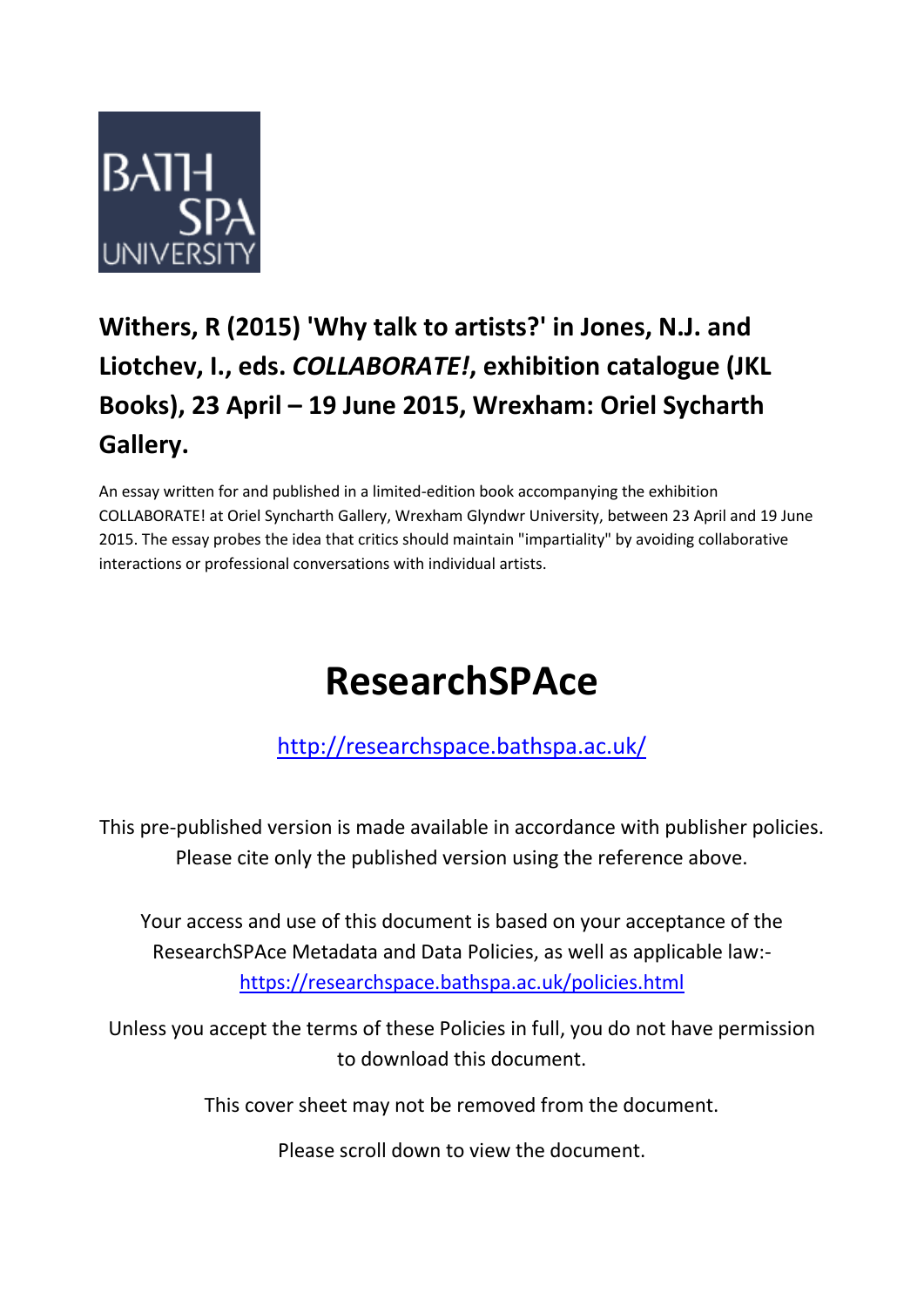BATH SPA UNIVERSITY

**Withers, R (2015) 'Why talk to artists?' in Jones, N.J. and Liotchev, I., eds. *COLLABORATE!*, exhibition catalogue (JKL Books), 23 April – 19 June 2015, Wrexham: Oriel Sycharth Gallery.**

An essay written for and published in a limited-edition book accompanying the exhibition COLLABORATE! at Oriel Syncharth Gallery, Wrexham Glyndwr University, between 23 April and 19 June 2015. The essay probes the idea that critics should maintain "impartiality" by avoiding collaborative interactions or professional conversations with individual artists.

# ResearchSPAce

http://researchspace.bathspa.ac.uk/

This pre-published version is made available in accordance with publisher policies. Please cite only the published version using the reference above.

Your access and use of this document is based on your acceptance of the ResearchSPAce Metadata and Data Policies, as well as applicable law:- https://researchspace.bathspa.ac.uk/policies.html

Unless you accept the terms of these Policies in full, you do not have permission to download this document.

This cover sheet may not be removed from the document.

Please scroll down to view the document.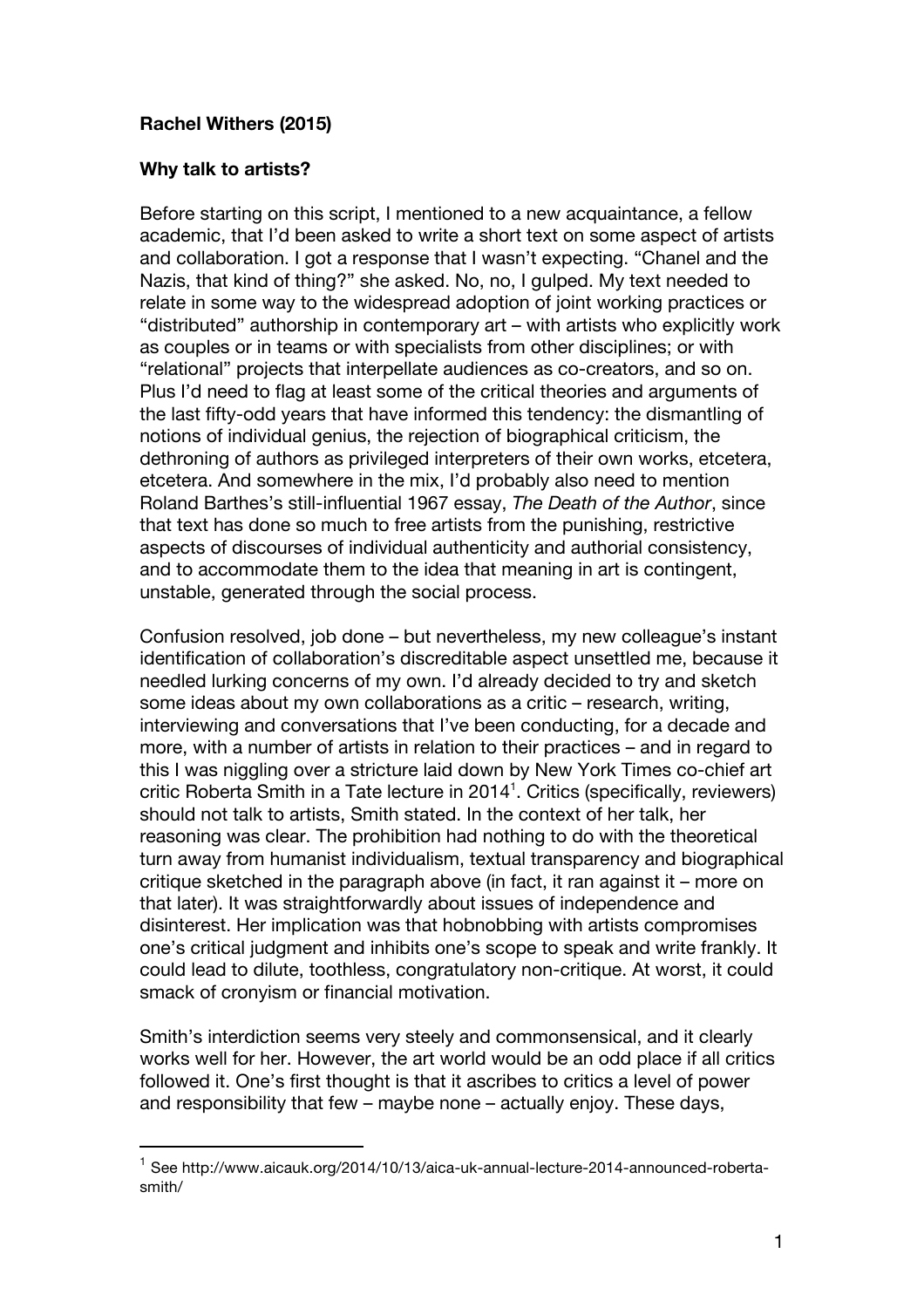**Rachel Withers (2015)**

**Why talk to artists?**

Before starting on this script, I mentioned to a new acquaintance, a fellow academic, that I'd been asked to write a short text on some aspect of artists and collaboration. I got a response that I wasn't expecting. "Chanel and the Nazis, that kind of thing?" she asked. No, no, I gulped. My text needed to relate in some way to the widespread adoption of joint working practices or "distributed" authorship in contemporary art – with artists who explicitly work as couples or in teams or with specialists from other disciplines; or with "relational" projects that interpellate audiences as co-creators, and so on. Plus I'd need to flag at least some of the critical theories and arguments of the last fifty-odd years that have informed this tendency: the dismantling of notions of individual genius, the rejection of biographical criticism, the dethroning of authors as privileged interpreters of their own works, etcetera, etcetera. And somewhere in the mix, I'd probably also need to mention Roland Barthes's still-influential 1967 essay, *The Death of the Author*, since that text has done so much to free artists from the punishing, restrictive aspects of discourses of individual authenticity and authorial consistency, and to accommodate them to the idea that meaning in art is contingent, unstable, generated through the social process.

Confusion resolved, job done – but nevertheless, my new colleague's instant identification of collaboration's discreditable aspect unsettled me, because it needled lurking concerns of my own. I'd already decided to try and sketch some ideas about my own collaborations as a critic – research, writing, interviewing and conversations that I've been conducting, for a decade and more, with a number of artists in relation to their practices – and in regard to this I was niggling over a stricture laid down by New York Times co-chief art critic Roberta Smith in a Tate lecture in 2014[1]. Critics (specifically, reviewers) should not talk to artists, Smith stated. In the context of her talk, her reasoning was clear. The prohibition had nothing to do with the theoretical turn away from humanist individualism, textual transparency and biographical critique sketched in the paragraph above (in fact, it ran against it – more on that later). It was straightforwardly about issues of independence and disinterest. Her implication was that hobnobbing with artists compromises one's critical judgment and inhibits one's scope to speak and write frankly. It could lead to dilute, toothless, congratulatory non-critique. At worst, it could smack of cronyism or financial motivation.

Smith's interdiction seems very steely and commonsensical, and it clearly works well for her. However, the art world would be an odd place if all critics followed it. One's first thought is that it ascribes to critics a level of power and responsibility that few – maybe none – actually enjoy. These days,

[1] See http://www.aicauk.org/2014/10/13/aica-uk-annual-lecture-2014-announced-roberta-smith/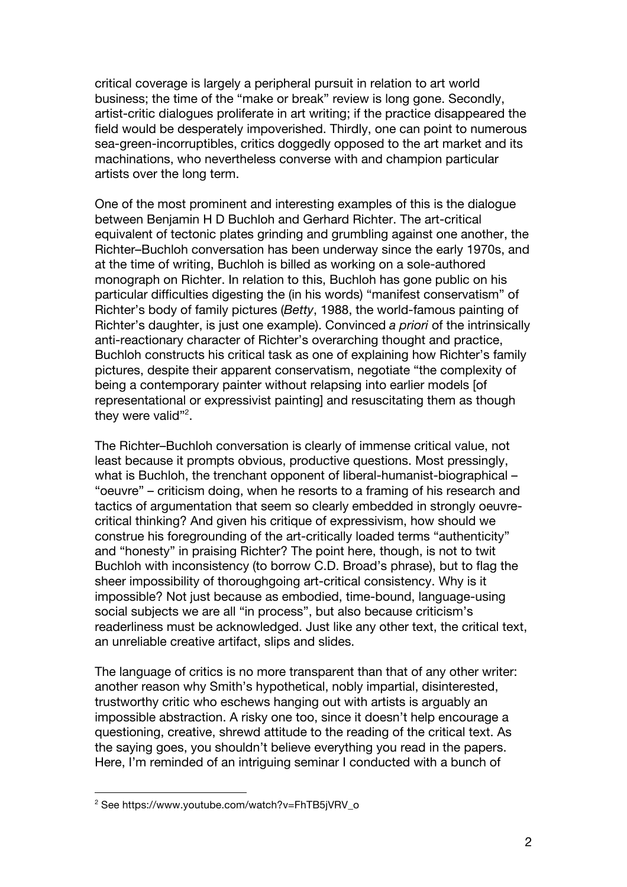critical coverage is largely a peripheral pursuit in relation to art world business; the time of the "make or break" review is long gone. Secondly, artist-critic dialogues proliferate in art writing; if the practice disappeared the field would be desperately impoverished. Thirdly, one can point to numerous sea-green-incorruptibles, critics doggedly opposed to the art market and its machinations, who nevertheless converse with and champion particular artists over the long term.

One of the most prominent and interesting examples of this is the dialogue between Benjamin H D Buchloh and Gerhard Richter. The art-critical equivalent of tectonic plates grinding and grumbling against one another, the Richter–Buchloh conversation has been underway since the early 1970s, and at the time of writing, Buchloh is billed as working on a sole-authored monograph on Richter. In relation to this, Buchloh has gone public on his particular difficulties digesting the (in his words) "manifest conservatism" of Richter's body of family pictures (*Betty*, 1988, the world-famous painting of Richter's daughter, is just one example). Convinced *a priori* of the intrinsically anti-reactionary character of Richter's overarching thought and practice, Buchloh constructs his critical task as one of explaining how Richter's family pictures, despite their apparent conservatism, negotiate "the complexity of being a contemporary painter without relapsing into earlier models [of representational or expressivist painting] and resuscitating them as though they were valid"[2].

The Richter–Buchloh conversation is clearly of immense critical value, not least because it prompts obvious, productive questions. Most pressingly, what is Buchloh, the trenchant opponent of liberal-humanist-biographical – "oeuvre" – criticism doing, when he resorts to a framing of his research and tactics of argumentation that seem so clearly embedded in strongly oeuvre-critical thinking? And given his critique of expressivism, how should we construe his foregrounding of the art-critically loaded terms "authenticity" and "honesty" in praising Richter? The point here, though, is not to twit Buchloh with inconsistency (to borrow C.D. Broad's phrase), but to flag the sheer impossibility of thoroughgoing art-critical consistency. Why is it impossible? Not just because as embodied, time-bound, language-using social subjects we are all "in process", but also because criticism's readerliness must be acknowledged. Just like any other text, the critical text, an unreliable creative artifact, slips and slides.

The language of critics is no more transparent than that of any other writer: another reason why Smith's hypothetical, nobly impartial, disinterested, trustworthy critic who eschews hanging out with artists is arguably an impossible abstraction. A risky one too, since it doesn't help encourage a questioning, creative, shrewd attitude to the reading of the critical text. As the saying goes, you shouldn't believe everything you read in the papers. Here, I'm reminded of an intriguing seminar I conducted with a bunch of

---

[2] See https://www.youtube.com/watch?v=FhTB5jVRV_o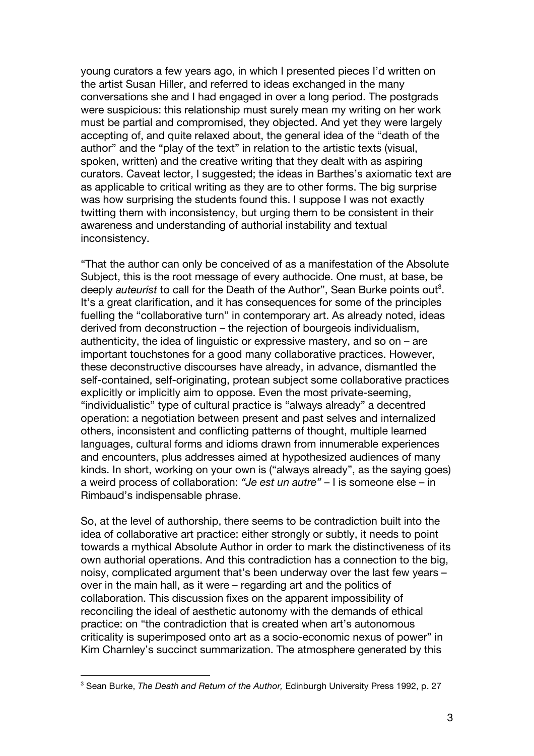young curators a few years ago, in which I presented pieces I'd written on the artist Susan Hiller, and referred to ideas exchanged in the many conversations she and I had engaged in over a long period. The postgrads were suspicious: this relationship must surely mean my writing on her work must be partial and compromised, they objected. And yet they were largely accepting of, and quite relaxed about, the general idea of the "death of the author" and the "play of the text" in relation to the artistic texts (visual, spoken, written) and the creative writing that they dealt with as aspiring curators. Caveat lector, I suggested; the ideas in Barthes's axiomatic text are as applicable to critical writing as they are to other forms. The big surprise was how surprising the students found this. I suppose I was not exactly twitting them with inconsistency, but urging them to be consistent in their awareness and understanding of authorial instability and textual inconsistency.

"That the author can only be conceived of as a manifestation of the Absolute Subject, this is the root message of every authocide. One must, at base, be deeply *auteurist* to call for the Death of the Author", Sean Burke points out[3]. It's a great clarification, and it has consequences for some of the principles fuelling the "collaborative turn" in contemporary art. As already noted, ideas derived from deconstruction – the rejection of bourgeois individualism, authenticity, the idea of linguistic or expressive mastery, and so on – are important touchstones for a good many collaborative practices. However, these deconstructive discourses have already, in advance, dismantled the self-contained, self-originating, protean subject some collaborative practices explicitly or implicitly aim to oppose. Even the most private-seeming, "individualistic" type of cultural practice is "always already" a decentred operation: a negotiation between present and past selves and internalized others, inconsistent and conflicting patterns of thought, multiple learned languages, cultural forms and idioms drawn from innumerable experiences and encounters, plus addresses aimed at hypothesized audiences of many kinds. In short, working on your own is ("always already", as the saying goes) a weird process of collaboration: *"Je est un autre"* – I is someone else – in Rimbaud's indispensable phrase.

So, at the level of authorship, there seems to be contradiction built into the idea of collaborative art practice: either strongly or subtly, it needs to point towards a mythical Absolute Author in order to mark the distinctiveness of its own authorial operations. And this contradiction has a connection to the big, noisy, complicated argument that's been underway over the last few years – over in the main hall, as it were – regarding art and the politics of collaboration. This discussion fixes on the apparent impossibility of reconciling the ideal of aesthetic autonomy with the demands of ethical practice: on "the contradiction that is created when art's autonomous criticality is superimposed onto art as a socio-economic nexus of power" in Kim Charnley's succinct summarization. The atmosphere generated by this

[3] Sean Burke, *The Death and Return of the Author,* Edinburgh University Press 1992, p. 27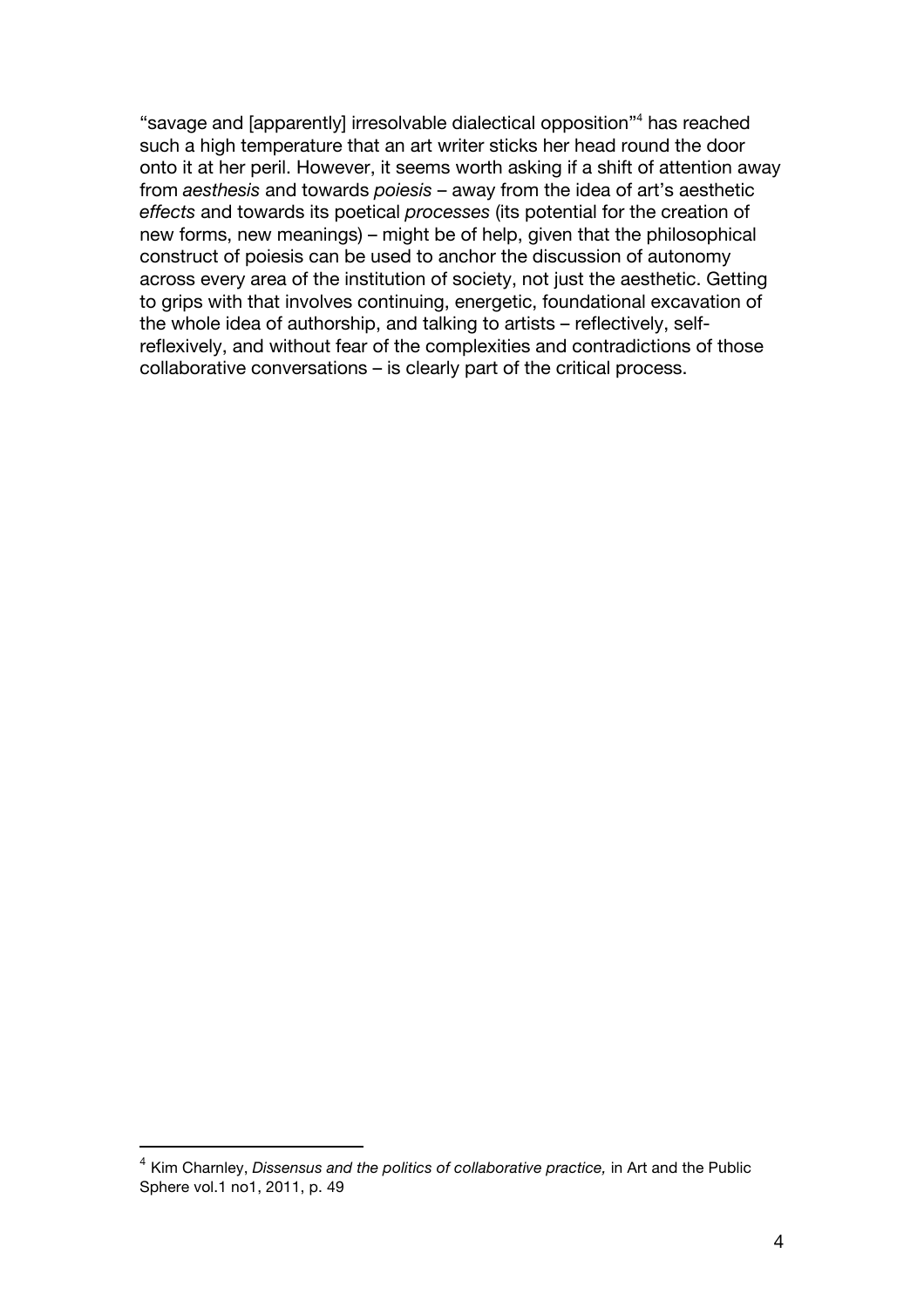"savage and [apparently] irresolvable dialectical opposition"[4] has reached such a high temperature that an art writer sticks her head round the door onto it at her peril. However, it seems worth asking if a shift of attention away from *aesthesis* and towards *poiesis* – away from the idea of art's aesthetic *effects* and towards its poetical *processes* (its potential for the creation of new forms, new meanings) – might be of help, given that the philosophical construct of poiesis can be used to anchor the discussion of autonomy across every area of the institution of society, not just the aesthetic. Getting to grips with that involves continuing, energetic, foundational excavation of the whole idea of authorship, and talking to artists – reflectively, self-reflexively, and without fear of the complexities and contradictions of those collaborative conversations – is clearly part of the critical process.

---

[4] Kim Charnley, *Dissensus and the politics of collaborative practice,* in Art and the Public Sphere vol.1 no1, 2011, p. 49